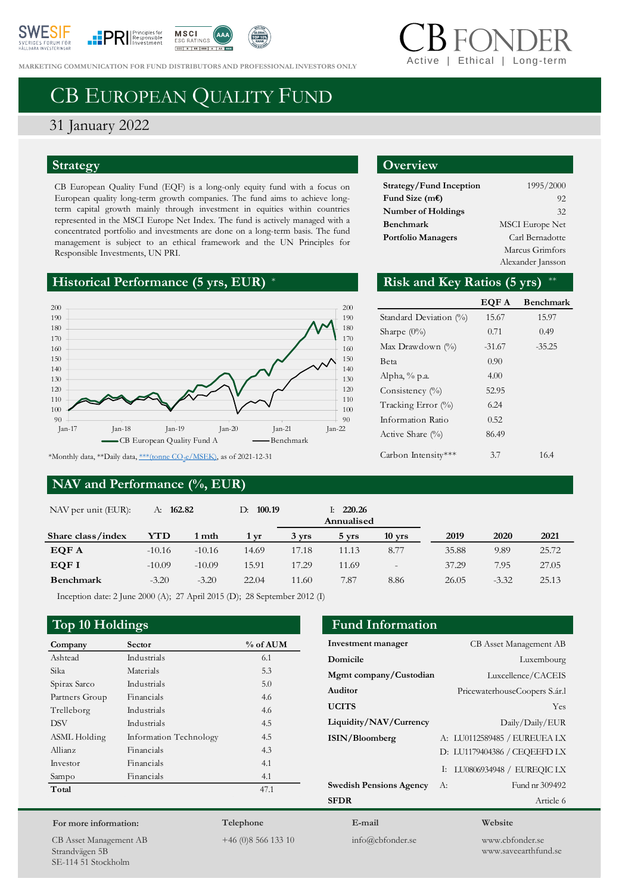MARKETING COMMUNICATION FOR FUND DISTRIBUTORS AND PROFESSIONAL INVESTORS ONLY

CB FONDER
Active | Ethical | Long-term

# CB European Quality Fund

31 January 2022

## Strategy

CB European Quality Fund (EQF) is a long-only equity fund with a focus on European quality long-term growth companies. The fund aims to achieve long-term capital growth mainly through investment in equities within countries represented in the MSCI Europe Net Index. The fund is actively managed with a concentrated portfolio and investments are done on a long-term basis. The fund management is subject to an ethical framework and the UN Principles for Responsible Investments, UN PRI.

## Overview

| | |
|---|---|
| **Strategy/Fund Inception** | 1995/2000 |
| **Fund Size (m€)** | 92 |
| **Number of Holdings** | 32 |
| **Benchmark** | MSCI Europe Net |
| **Portfolio Managers** | Carl Bernadotte<br>Marcus Grimfors<br>Alexander Jansson |

## Historical Performance (5 yrs, EUR) *

Legend: CB European Quality Fund A; Benchmark

*Monthly data, **Daily data, ***(tonne $CO_2$e/MSEK), as of 2021-12-31

## Risk and Key Ratios (5 yrs) **

| | EQF A | Benchmark |
|---|---|---|
| Standard Deviation (%) | 15.67 | 15.97 |
| Sharpe (0%) | 0.71 | 0.49 |
| Max Drawdown (%) | -31.67 | -35.25 |
| Beta | 0.90 | |
| Alpha, % p.a. | 4.00 | |
| Consistency (%) | 52.95 | |
| Tracking Error (%) | 6.24 | |
| Information Ratio | 0.52 | |
| Active Share (%) | 86.49 | |
| Carbon Intensity*** | 3.7 | 16.4 |

## NAV and Performance (%, EUR)

NAV per unit (EUR): A: **162.82** D: **100.19** I: **220.26**

| Share class/index | YTD | 1 mth | 1 yr | 3 yrs (Annualised) | 5 yrs (Annualised) | 10 yrs (Annualised) | 2019 | 2020 | 2021 |
|---|---|---|---|---|---|---|---|---|---|
| **EQF A** | -10.16 | -10.16 | 14.69 | 17.18 | 11.13 | 8.77 | 35.88 | 9.89 | 25.72 |
| **EQF I** | -10.09 | -10.09 | 15.91 | 17.29 | 11.69 | - | 37.29 | 7.95 | 27.05 |
| **Benchmark** | -3.20 | -3.20 | 22.04 | 11.60 | 7.87 | 8.86 | 26.05 | -3.32 | 25.13 |

Inception date: 2 June 2000 (A); 27 April 2015 (D); 28 September 2012 (I)

## Top 10 Holdings

| Company | Sector | % of AUM |
|---|---|---|
| Ashtead | Industrials | 6.1 |
| Sika | Materials | 5.3 |
| Spirax Sarco | Industrials | 5.0 |
| Partners Group | Financials | 4.6 |
| Trelleborg | Industrials | 4.6 |
| DSV | Industrials | 4.5 |
| ASML Holding | Information Technology | 4.5 |
| Allianz | Financials | 4.3 |
| Investor | Financials | 4.1 |
| Sampo | Financials | 4.1 |
| **Total** | | 47.1 |

## Fund Information

| | |
|---|---|
| **Investment manager** | CB Asset Management AB |
| **Domicile** | Luxembourg |
| **Mgmt company/Custodian** | Luxcellence/CACEIS |
| **Auditor** | PricewaterhouseCoopers S.àr.l |
| **UCITS** | Yes |
| **Liquidity/NAV/Currency** | Daily/Daily/EUR |
| **ISIN/Bloomberg** | A: LU0112589485 / EUREUEA LX<br>D: LU1179404386 / CEQEEFD LX<br>I: LU0806934948 / EUREQIC LX |
| **Swedish Pensions Agency** | A: Fund nr 309492 |
| **SFDR** | Article 6 |

**For more information:**
CB Asset Management AB
Strandvägen 5B
SE-114 51 Stockholm

**Telephone**
+46 (0)8 566 133 10

**E-mail**
info@cbfonder.se

**Website**
www.cbfonder.se
www.saveearthfund.se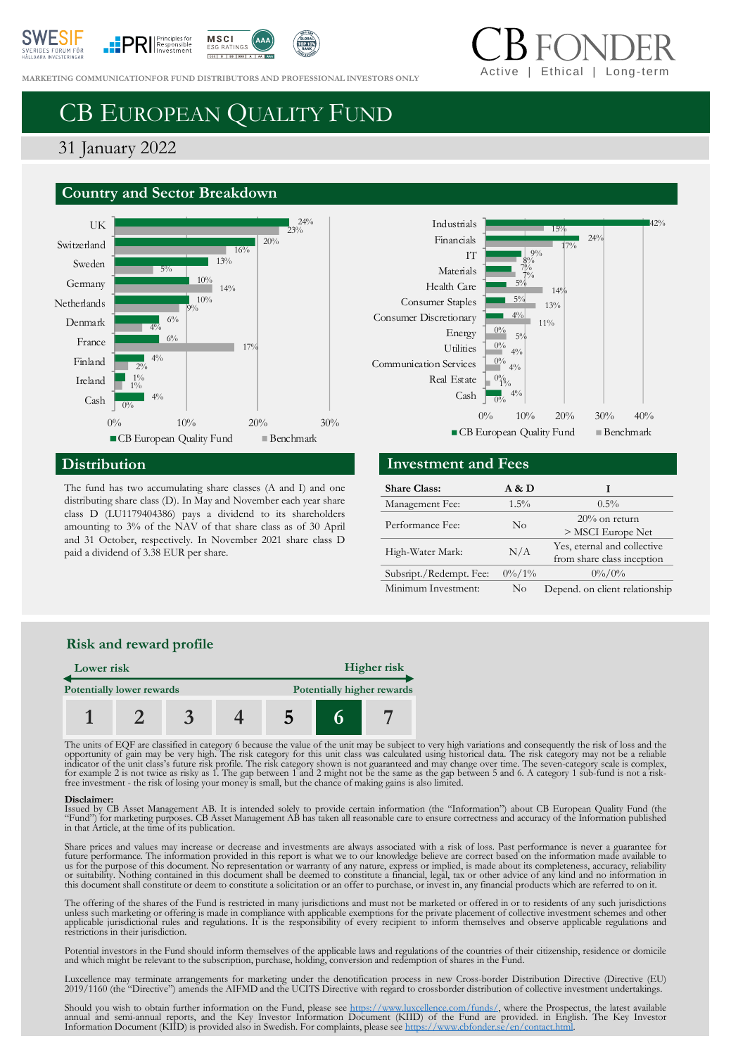MARKETING COMMUNICATIONFOR FUND DISTRIBUTORS AND PROFESSIONAL INVESTORS ONLY

CB FONDER
Active | Ethical | Long-term

# CB European Quality Fund

31 January 2022

## Country and Sector Breakdown

UK 24% 23%
Switzerland 20% 16%
Sweden 13% 5%
Germany 10% 14%
Netherlands 10% 9%
Denmark 6% 4%
France 6% 17%
Finland 4% 2%
Ireland 1% 1%
Cash 4% 0%

0% 10% 20% 30%

CB European Quality Fund ■ Benchmark

Industrials 42% 15%
Financials 24% 17%
IT 9% 8%
Materials 7% 7%
Health Care 5% 14%
Consumer Staples 5% 13%
Consumer Discretionary 4% 11%
Energy 0% 5%
Utilities 0% 4%
Communication Services 0% 4%
Real Estate 0% 1%
Cash 4% 0%

0% 10% 20% 30% 40%

CB European Quality Fund ■ Benchmark

## Distribution

The fund has two accumulating share classes (A and I) and one distributing share class (D). In May and November each year share class D (LU1179404386) pays a dividend to its shareholders amounting to 3% of the NAV of that share class as of 30 April and 31 October, respectively. In November 2021 share class D paid a dividend of 3.38 EUR per share.

## Investment and Fees

| Share Class: | A & D | I |
|---|---|---|
| Management Fee: | 1.5% | 0.5% |
| Performance Fee: | No | 20% on return > MSCI Europe Net |
| High-Water Mark: | N/A | Yes, eternal and collective from share class inception |
| Subsript./Redempt. Fee: | 0%/1% | 0%/0% |
| Minimum Investment: | No | Depend. on client relationship |

## Risk and reward profile

Lower risk — Higher risk

Potentially lower rewards — Potentially higher rewards

1 2 3 4 5 **6** 7

The units of EQF are classified in category 6 because the value of the unit may be subject to very high variations and consequently the risk of loss and the opportunity of gain may be very high. The risk category for this unit class was calculated using historical data. The risk category may not be a reliable indicator of the unit class's future risk profile. The risk category shown is not guaranteed and may change over time. The seven-category scale is complex, for example 2 is not twice as risky as 1. The gap between 1 and 2 might not be the same as the gap between 5 and 6. A category 1 sub-fund is not a risk-free investment - the risk of losing your money is small, but the chance of making gains is also limited.

**Disclaimer:**
Issued by CB Asset Management AB. It is intended solely to provide certain information (the "Information") about CB European Quality Fund (the "Fund") for marketing purposes. CB Asset Management AB has taken all reasonable care to ensure correctness and accuracy of the Information published in that Article, at the time of its publication.

Share prices and values may increase or decrease and investments are always associated with a risk of loss. Past performance is never a guarantee for future performance. The information provided in this report is what we to our knowledge believe are correct based on the information made available to us for the purpose of this document. No representation or warranty of any nature, express or implied, is made about its completeness, accuracy, reliability or suitability. Nothing contained in this document shall be deemed to constitute a financial, legal, tax or other advice of any kind and no information in this document shall constitute or deem to constitute a solicitation or an offer to purchase, or invest in, any financial products which are referred to on it.

The offering of the shares of the Fund is restricted in many jurisdictions and must not be marketed or offered in or to residents of any such jurisdictions unless such marketing or offering is made in compliance with applicable exemptions for the private placement of collective investment schemes and other applicable jurisdictional rules and regulations. It is the responsibility of every recipient to inform themselves and observe applicable regulations and restrictions in their jurisdiction.

Potential investors in the Fund should inform themselves of the applicable laws and regulations of the countries of their citizenship, residence or domicile and which might be relevant to the subscription, purchase, holding, conversion and redemption of shares in the Fund.

Luxcellence may terminate arrangements for marketing under the denotification process in new Cross-border Distribution Directive (Directive (EU) 2019/1160 (the "Directive") amends the AIFMD and the UCITS Directive with regard to crossborder distribution of collective investment undertakings.

Should you wish to obtain further information on the Fund, please see https://www.luxcellence.com/funds/, where the Prospectus, the latest available annual and semi-annual reports, and the Key Investor Information Document (KIID) of the Fund are provided. in English. The Key Investor Information Document (KIID) is provided also in Swedish. For complaints, please see https://www.cbfonder.se/en/contact.html.